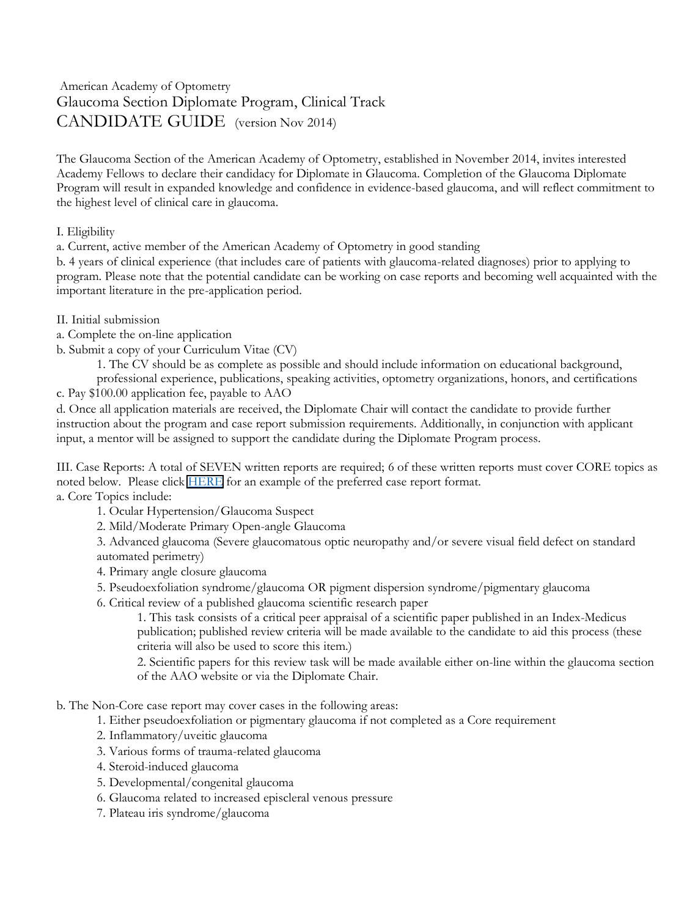American Academy of Optometry

## Glaucoma Section Diplomate Program, Clinical Track

# CANDIDATE GUIDE (version Nov 2014)

The Glaucoma Section of the American Academy of Optometry, established in November 2014, invites interested Academy Fellows to declare their candidacy for Diplomate in Glaucoma. Completion of the Glaucoma Diplomate Program will result in expanded knowledge and confidence in evidence-based glaucoma, and will reflect commitment to the highest level of clinical care in glaucoma.

I. Eligibility

a. Current, active member of the American Academy of Optometry in good standing

b. 4 years of clinical experience (that includes care of patients with glaucoma-related diagnoses) prior to applying to program. Please note that the potential candidate can be working on case reports and becoming well acquainted with the important literature in the pre-application period.

II. Initial submission

a. Complete the on-line application

b. Submit a copy of your Curriculum Vitae (CV)

1. The CV should be as complete as possible and should include information on educational background, professional experience, publications, speaking activities, optometry organizations, honors, and certifications

c. Pay $100.00 application fee, payable to AAO

d. Once all application materials are received, the Diplomate Chair will contact the candidate to provide further instruction about the program and case report submission requirements. Additionally, in conjunction with applicant input, a mentor will be assigned to support the candidate during the Diplomate Program process.

III. Case Reports: A total of SEVEN written reports are required; 6 of these written reports must cover CORE topics as noted below. Please click HERE for an example of the preferred case report format.

a. Core Topics include:

1. Ocular Hypertension/Glaucoma Suspect
2. Mild/Moderate Primary Open-angle Glaucoma
3. Advanced glaucoma (Severe glaucomatous optic neuropathy and/or severe visual field defect on standard automated perimetry)
4. Primary angle closure glaucoma
5. Pseudoexfoliation syndrome/glaucoma OR pigment dispersion syndrome/pigmentary glaucoma
6. Critical review of a published glaucoma scientific research paper
    1. This task consists of a critical peer appraisal of a scientific paper published in an Index-Medicus publication; published review criteria will be made available to the candidate to aid this process (these criteria will also be used to score this item.)
    2. Scientific papers for this review task will be made available either on-line within the glaucoma section of the AAO website or via the Diplomate Chair.

b. The Non-Core case report may cover cases in the following areas:

1. Either pseudoexfoliation or pigmentary glaucoma if not completed as a Core requirement
2. Inflammatory/uveitic glaucoma
3. Various forms of trauma-related glaucoma
4. Steroid-induced glaucoma
5. Developmental/congenital glaucoma
6. Glaucoma related to increased episcleral venous pressure
7. Plateau iris syndrome/glaucoma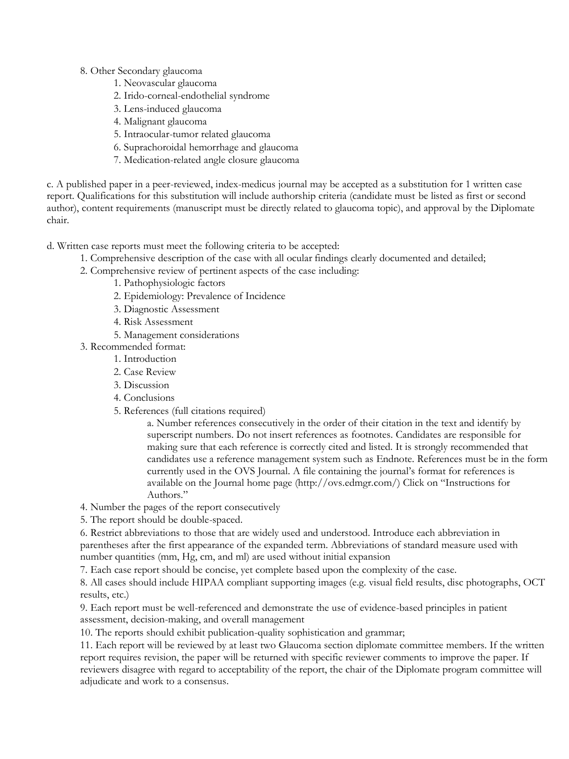8. Other Secondary glaucoma
    1. Neovascular glaucoma
    2. Irido-corneal-endothelial syndrome
    3. Lens-induced glaucoma
    4. Malignant glaucoma
    5. Intraocular-tumor related glaucoma
    6. Suprachoroidal hemorrhage and glaucoma
    7. Medication-related angle closure glaucoma

c. A published paper in a peer-reviewed, index-medicus journal may be accepted as a substitution for 1 written case report. Qualifications for this substitution will include authorship criteria (candidate must be listed as first or second author), content requirements (manuscript must be directly related to glaucoma topic), and approval by the Diplomate chair.

d. Written case reports must meet the following criteria to be accepted:

1. Comprehensive description of the case with all ocular findings clearly documented and detailed;
2. Comprehensive review of pertinent aspects of the case including:
    1. Pathophysiologic factors
    2. Epidemiology: Prevalence of Incidence
    3. Diagnostic Assessment
    4. Risk Assessment
    5. Management considerations
3. Recommended format:
    1. Introduction
    2. Case Review
    3. Discussion
    4. Conclusions
    5. References (full citations required)
        a. Number references consecutively in the order of their citation in the text and identify by superscript numbers. Do not insert references as footnotes. Candidates are responsible for making sure that each reference is correctly cited and listed. It is strongly recommended that candidates use a reference management system such as Endnote. References must be in the form currently used in the OVS Journal. A file containing the journal's format for references is available on the Journal home page (http://ovs.edmgr.com/) Click on "Instructions for Authors."
4. Number the pages of the report consecutively
5. The report should be double-spaced.
6. Restrict abbreviations to those that are widely used and understood. Introduce each abbreviation in parentheses after the first appearance of the expanded term. Abbreviations of standard measure used with number quantities (mm, Hg, cm, and ml) are used without initial expansion
7. Each case report should be concise, yet complete based upon the complexity of the case.
8. All cases should include HIPAA compliant supporting images (e.g. visual field results, disc photographs, OCT results, etc.)
9. Each report must be well-referenced and demonstrate the use of evidence-based principles in patient assessment, decision-making, and overall management
10. The reports should exhibit publication-quality sophistication and grammar;
11. Each report will be reviewed by at least two Glaucoma section diplomate committee members. If the written report requires revision, the paper will be returned with specific reviewer comments to improve the paper. If reviewers disagree with regard to acceptability of the report, the chair of the Diplomate program committee will adjudicate and work to a consensus.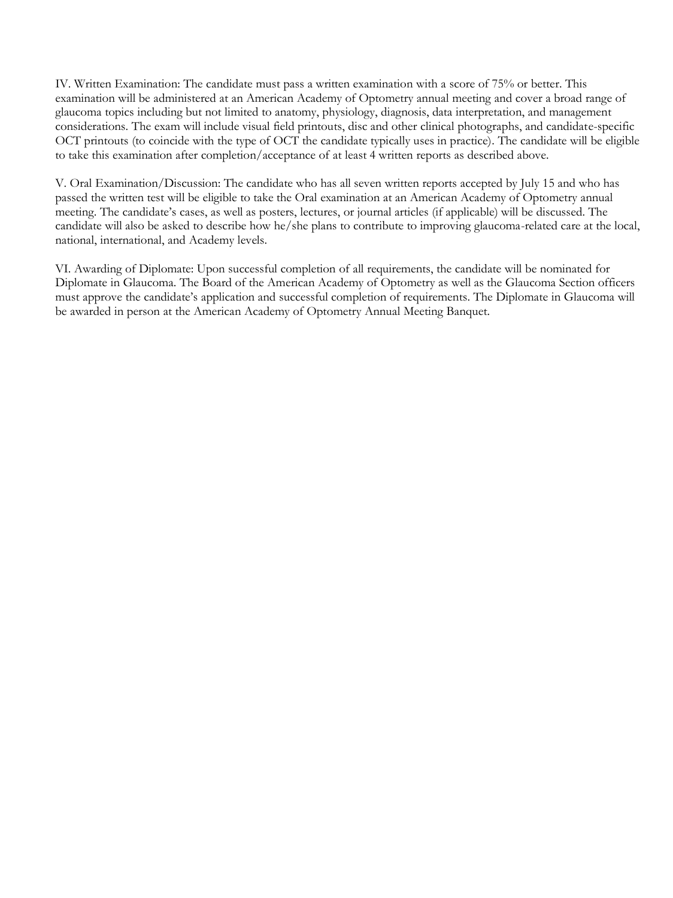IV. Written Examination: The candidate must pass a written examination with a score of 75% or better. This examination will be administered at an American Academy of Optometry annual meeting and cover a broad range of glaucoma topics including but not limited to anatomy, physiology, diagnosis, data interpretation, and management considerations. The exam will include visual field printouts, disc and other clinical photographs, and candidate-specific OCT printouts (to coincide with the type of OCT the candidate typically uses in practice). The candidate will be eligible to take this examination after completion/acceptance of at least 4 written reports as described above.

V. Oral Examination/Discussion: The candidate who has all seven written reports accepted by July 15 and who has passed the written test will be eligible to take the Oral examination at an American Academy of Optometry annual meeting. The candidate's cases, as well as posters, lectures, or journal articles (if applicable) will be discussed. The candidate will also be asked to describe how he/she plans to contribute to improving glaucoma-related care at the local, national, international, and Academy levels.

VI. Awarding of Diplomate: Upon successful completion of all requirements, the candidate will be nominated for Diplomate in Glaucoma. The Board of the American Academy of Optometry as well as the Glaucoma Section officers must approve the candidate's application and successful completion of requirements. The Diplomate in Glaucoma will be awarded in person at the American Academy of Optometry Annual Meeting Banquet.